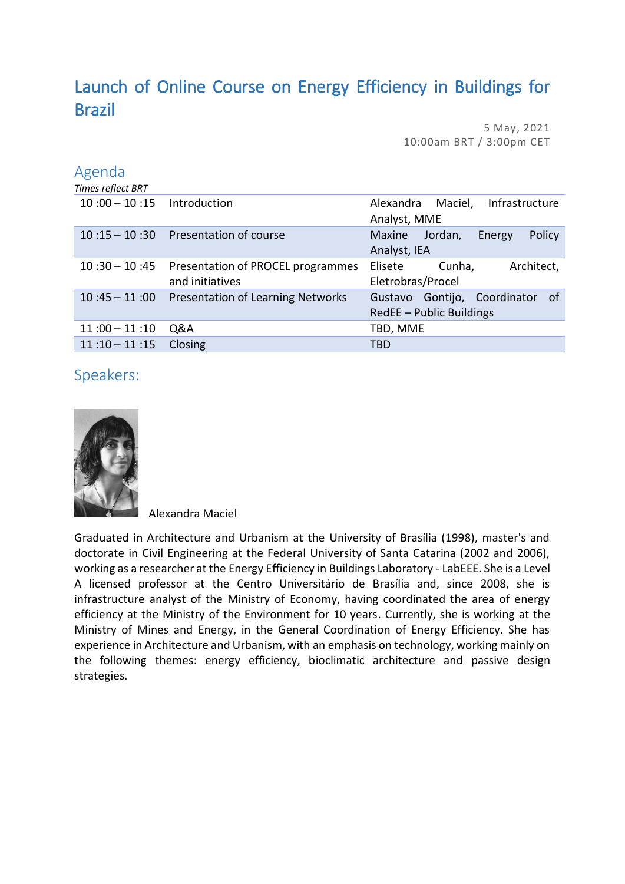# Launch of Online Course on Energy Efficiency in Buildings for Brazil

5 May, 2021
10:00am BRT / 3:00pm CET

## Agenda

*Times reflect BRT*

| | | |
|---|---|---|
| 10 :00 – 10 :15 | Introduction | Alexandra Maciel, Infrastructure Analyst, MME |
| 10 :15 – 10 :30 | Presentation of course | Maxine Jordan, Energy Policy Analyst, IEA |
| 10 :30 – 10 :45 | Presentation of PROCEL programmes and initiatives | Elisete Cunha, Architect, Eletrobras/Procel |
| 10 :45 – 11 :00 | Presentation of Learning Networks | Gustavo Gontijo, Coordinator of RedEE – Public Buildings |
| 11 :00 – 11 :10 | Q&A | TBD, MME |
| 11 :10 – 11 :15 | Closing | TBD |

## Speakers:

Alexandra Maciel

Graduated in Architecture and Urbanism at the University of Brasília (1998), master's and doctorate in Civil Engineering at the Federal University of Santa Catarina (2002 and 2006), working as a researcher at the Energy Efficiency in Buildings Laboratory - LabEEE. She is a Level A licensed professor at the Centro Universitário de Brasília and, since 2008, she is infrastructure analyst of the Ministry of Economy, having coordinated the area of energy efficiency at the Ministry of the Environment for 10 years. Currently, she is working at the Ministry of Mines and Energy, in the General Coordination of Energy Efficiency. She has experience in Architecture and Urbanism, with an emphasis on technology, working mainly on the following themes: energy efficiency, bioclimatic architecture and passive design strategies.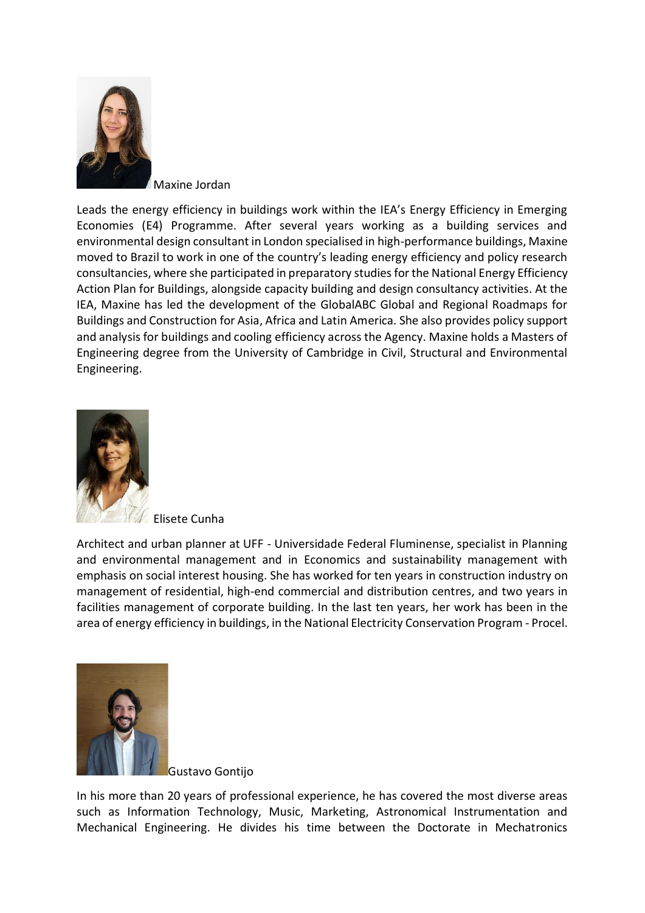Maxine Jordan

Leads the energy efficiency in buildings work within the IEA's Energy Efficiency in Emerging Economies (E4) Programme. After several years working as a building services and environmental design consultant in London specialised in high-performance buildings, Maxine moved to Brazil to work in one of the country's leading energy efficiency and policy research consultancies, where she participated in preparatory studies for the National Energy Efficiency Action Plan for Buildings, alongside capacity building and design consultancy activities. At the IEA, Maxine has led the development of the GlobalABC Global and Regional Roadmaps for Buildings and Construction for Asia, Africa and Latin America. She also provides policy support and analysis for buildings and cooling efficiency across the Agency. Maxine holds a Masters of Engineering degree from the University of Cambridge in Civil, Structural and Environmental Engineering.

Elisete Cunha

Architect and urban planner at UFF - Universidade Federal Fluminense, specialist in Planning and environmental management and in Economics and sustainability management with emphasis on social interest housing. She has worked for ten years in construction industry on management of residential, high-end commercial and distribution centres, and two years in facilities management of corporate building. In the last ten years, her work has been in the area of energy efficiency in buildings, in the National Electricity Conservation Program - Procel.

Gustavo Gontijo

In his more than 20 years of professional experience, he has covered the most diverse areas such as Information Technology, Music, Marketing, Astronomical Instrumentation and Mechanical Engineering. He divides his time between the Doctorate in Mechatronics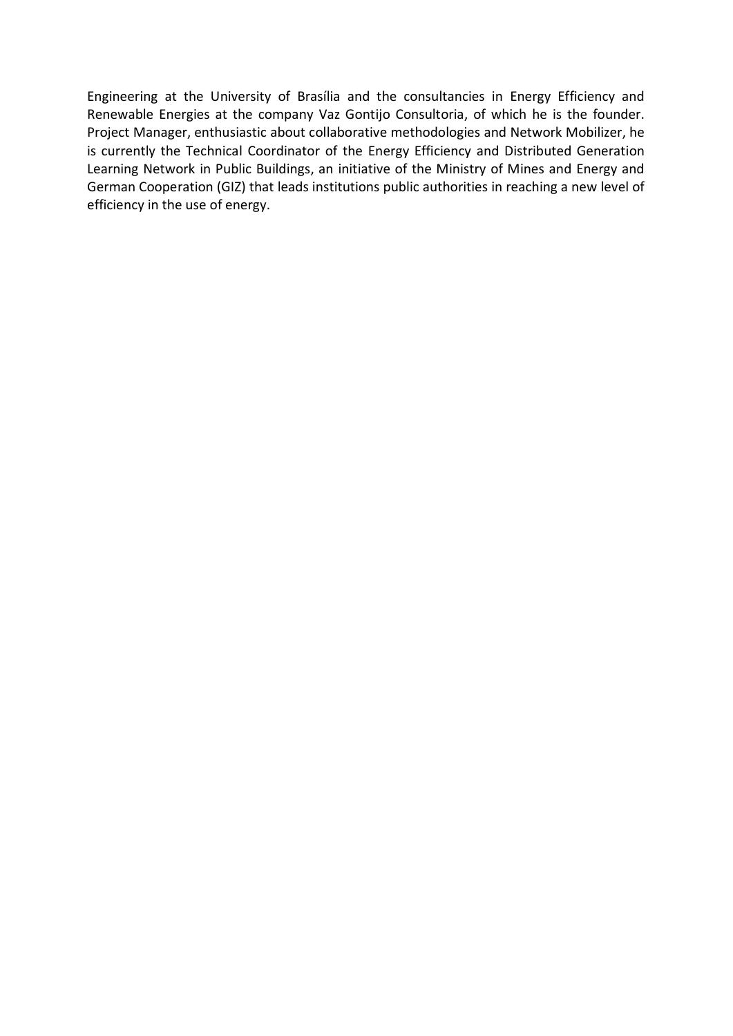Engineering at the University of Brasília and the consultancies in Energy Efficiency and Renewable Energies at the company Vaz Gontijo Consultoria, of which he is the founder. Project Manager, enthusiastic about collaborative methodologies and Network Mobilizer, he is currently the Technical Coordinator of the Energy Efficiency and Distributed Generation Learning Network in Public Buildings, an initiative of the Ministry of Mines and Energy and German Cooperation (GIZ) that leads institutions public authorities in reaching a new level of efficiency in the use of energy.